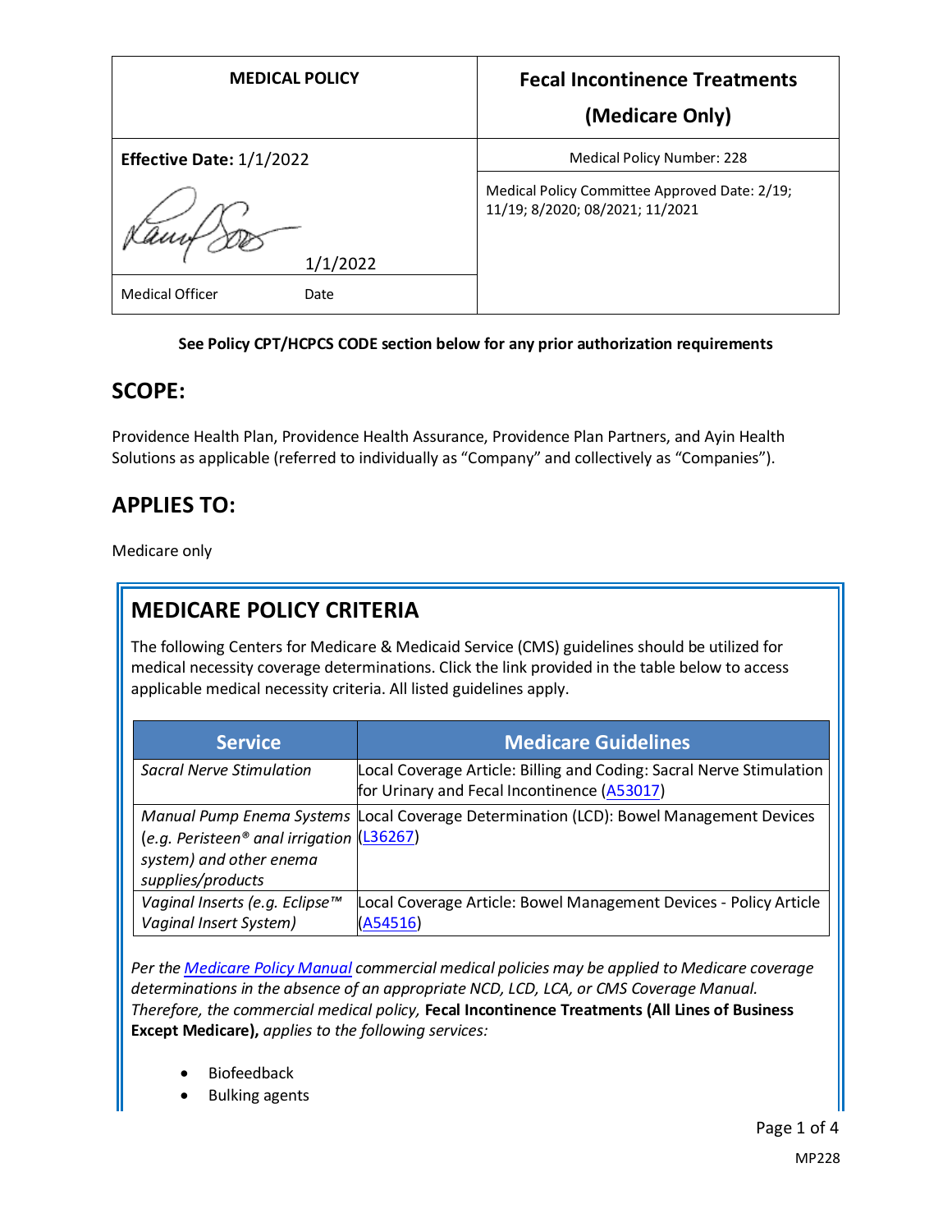| MEDICAL POLICY | Fecal Incontinence Treatments (Medicare Only) |
|---|---|
| **Effective Date:** 1/1/2022 | Medical Policy Number: 228 |
| 1/1/2022 | Medical Policy Committee Approved Date: 2/19; 11/19; 8/2020; 08/2021; 11/2021 |
| Medical Officer Date | |

**See Policy CPT/HCPCS CODE section below for any prior authorization requirements**

## SCOPE:

Providence Health Plan, Providence Health Assurance, Providence Plan Partners, and Ayin Health Solutions as applicable (referred to individually as "Company" and collectively as "Companies").

## APPLIES TO:

Medicare only

## MEDICARE POLICY CRITERIA

The following Centers for Medicare & Medicaid Service (CMS) guidelines should be utilized for medical necessity coverage determinations. Click the link provided in the table below to access applicable medical necessity criteria. All listed guidelines apply.

| Service | Medicare Guidelines |
|---|---|
| *Sacral Nerve Stimulation* | Local Coverage Article: Billing and Coding: Sacral Nerve Stimulation for Urinary and Fecal Incontinence (A53017) |
| *Manual Pump Enema Systems (e.g. Peristeen® anal irrigation system) and other enema supplies/products* | Local Coverage Determination (LCD): Bowel Management Devices (L36267) |
| *Vaginal Inserts (e.g. Eclipse™ Vaginal Insert System)* | Local Coverage Article: Bowel Management Devices - Policy Article (A54516) |

*Per the Medicare Policy Manual commercial medical policies may be applied to Medicare coverage determinations in the absence of an appropriate NCD, LCD, LCA, or CMS Coverage Manual. Therefore, the commercial medical policy,* **Fecal Incontinence Treatments (All Lines of Business Except Medicare),** *applies to the following services:*

- Biofeedback
- Bulking agents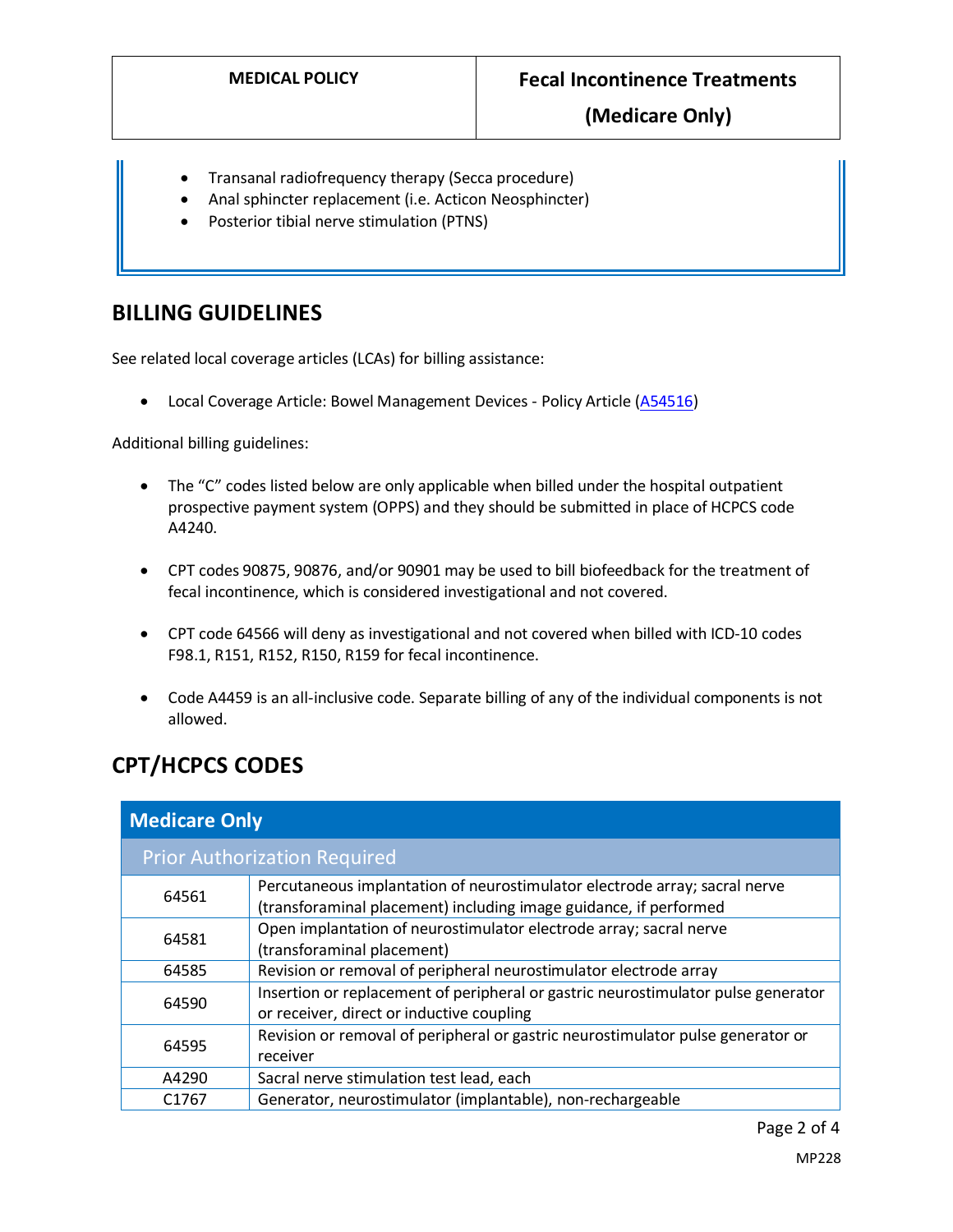- Transanal radiofrequency therapy (Secca procedure)
- Anal sphincter replacement (i.e. Acticon Neosphincter)
- Posterior tibial nerve stimulation (PTNS)

## BILLING GUIDELINES

See related local coverage articles (LCAs) for billing assistance:

- Local Coverage Article: Bowel Management Devices - Policy Article (A54516)

Additional billing guidelines:

- The "C" codes listed below are only applicable when billed under the hospital outpatient prospective payment system (OPPS) and they should be submitted in place of HCPCS code A4240.
- CPT codes 90875, 90876, and/or 90901 may be used to bill biofeedback for the treatment of fecal incontinence, which is considered investigational and not covered.
- CPT code 64566 will deny as investigational and not covered when billed with ICD-10 codes F98.1, R151, R152, R150, R159 for fecal incontinence.
- Code A4459 is an all-inclusive code. Separate billing of any of the individual components is not allowed.

## CPT/HCPCS CODES

| Medicare Only | |
|---|---|
| Prior Authorization Required | |
| 64561 | Percutaneous implantation of neurostimulator electrode array; sacral nerve (transforaminal placement) including image guidance, if performed |
| 64581 | Open implantation of neurostimulator electrode array; sacral nerve (transforaminal placement) |
| 64585 | Revision or removal of peripheral neurostimulator electrode array |
| 64590 | Insertion or replacement of peripheral or gastric neurostimulator pulse generator or receiver, direct or inductive coupling |
| 64595 | Revision or removal of peripheral or gastric neurostimulator pulse generator or receiver |
| A4290 | Sacral nerve stimulation test lead, each |
| C1767 | Generator, neurostimulator (implantable), non-rechargeable |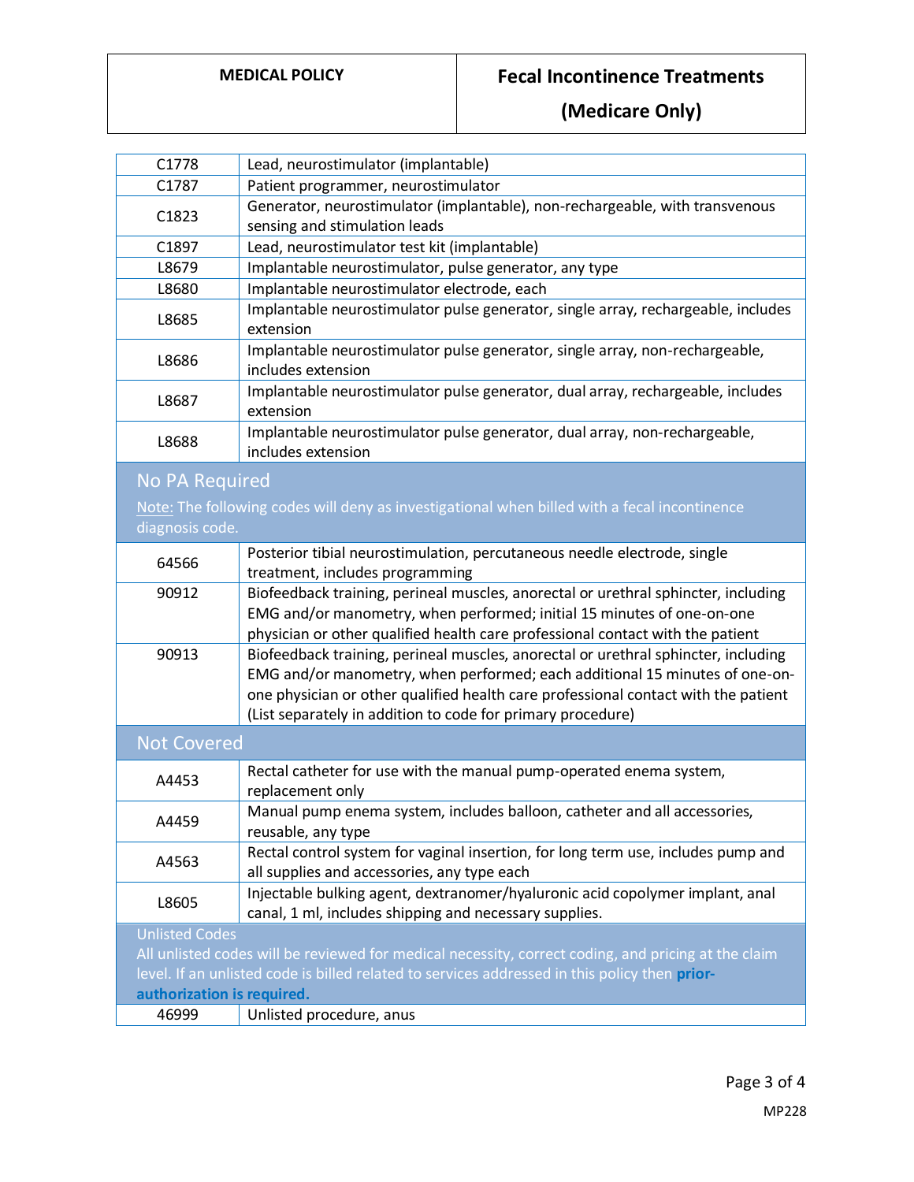| | |
|---|---|
| C1778 | Lead, neurostimulator (implantable) |
| C1787 | Patient programmer, neurostimulator |
| C1823 | Generator, neurostimulator (implantable), non-rechargeable, with transvenous sensing and stimulation leads |
| C1897 | Lead, neurostimulator test kit (implantable) |
| L8679 | Implantable neurostimulator, pulse generator, any type |
| L8680 | Implantable neurostimulator electrode, each |
| L8685 | Implantable neurostimulator pulse generator, single array, rechargeable, includes extension |
| L8686 | Implantable neurostimulator pulse generator, single array, non-rechargeable, includes extension |
| L8687 | Implantable neurostimulator pulse generator, dual array, rechargeable, includes extension |
| L8688 | Implantable neurostimulator pulse generator, dual array, non-rechargeable, includes extension |
| **No PA Required**<br>Note: The following codes will deny as investigational when billed with a fecal incontinence diagnosis code. | |
| 64566 | Posterior tibial neurostimulation, percutaneous needle electrode, single treatment, includes programming |
| 90912 | Biofeedback training, perineal muscles, anorectal or urethral sphincter, including EMG and/or manometry, when performed; initial 15 minutes of one-on-one physician or other qualified health care professional contact with the patient |
| 90913 | Biofeedback training, perineal muscles, anorectal or urethral sphincter, including EMG and/or manometry, when performed; each additional 15 minutes of one-on-one physician or other qualified health care professional contact with the patient (List separately in addition to code for primary procedure) |
| **Not Covered** | |
| A4453 | Rectal catheter for use with the manual pump-operated enema system, replacement only |
| A4459 | Manual pump enema system, includes balloon, catheter and all accessories, reusable, any type |
| A4563 | Rectal control system for vaginal insertion, for long term use, includes pump and all supplies and accessories, any type each |
| L8605 | Injectable bulking agent, dextranomer/hyaluronic acid copolymer implant, anal canal, 1 ml, includes shipping and necessary supplies. |
| **Unlisted Codes**<br>All unlisted codes will be reviewed for medical necessity, correct coding, and pricing at the claim level. If an unlisted code is billed related to services addressed in this policy then **prior-authorization is required.** | |
| 46999 | Unlisted procedure, anus |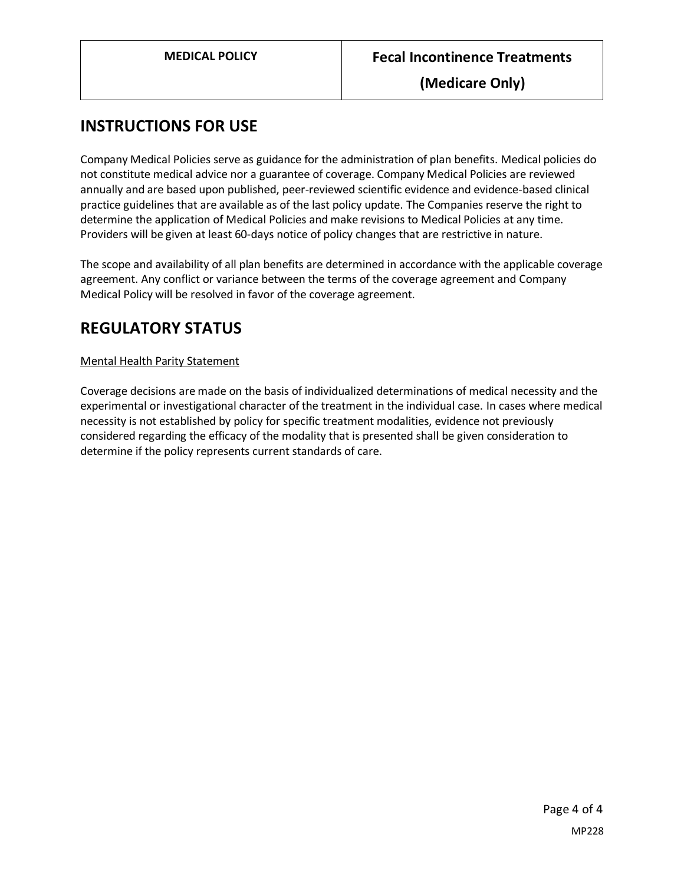## INSTRUCTIONS FOR USE

Company Medical Policies serve as guidance for the administration of plan benefits. Medical policies do not constitute medical advice nor a guarantee of coverage. Company Medical Policies are reviewed annually and are based upon published, peer-reviewed scientific evidence and evidence-based clinical practice guidelines that are available as of the last policy update. The Companies reserve the right to determine the application of Medical Policies and make revisions to Medical Policies at any time. Providers will be given at least 60-days notice of policy changes that are restrictive in nature.

The scope and availability of all plan benefits are determined in accordance with the applicable coverage agreement. Any conflict or variance between the terms of the coverage agreement and Company Medical Policy will be resolved in favor of the coverage agreement.

## REGULATORY STATUS

Mental Health Parity Statement

Coverage decisions are made on the basis of individualized determinations of medical necessity and the experimental or investigational character of the treatment in the individual case. In cases where medical necessity is not established by policy for specific treatment modalities, evidence not previously considered regarding the efficacy of the modality that is presented shall be given consideration to determine if the policy represents current standards of care.